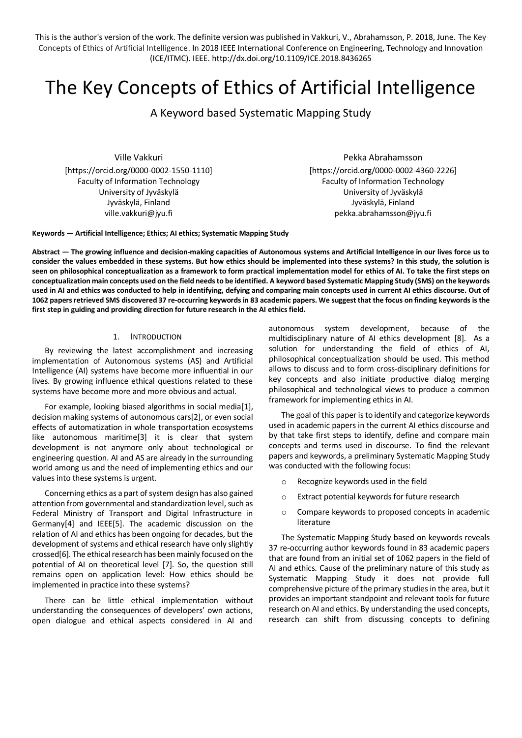This is the author's version of the work. The definite version was published in Vakkuri, V., Abrahamsson, P. 2018, June. The Key Concepts of Ethics of Artificial Intelligence. In 2018 IEEE International Conference on Engineering, Technology and Innovation (ICE/ITMC). IEEE. http://dx.doi.org/10.1109/ICE.2018.8436265

# The Key Concepts of Ethics of Artificial Intelligence

## A Keyword based Systematic Mapping Study

Ville Vakkuri
[https://orcid.org/0000-0002-1550-1110]
Faculty of Information Technology
University of Jyväskylä
Jyväskylä, Finland
ville.vakkuri@jyu.fi

Pekka Abrahamsson
[https://orcid.org/0000-0002-4360-2226]
Faculty of Information Technology
University of Jyväskylä
Jyväskylä, Finland
pekka.abrahamsson@jyu.fi

**Keywords — Artificial Intelligence; Ethics; AI ethics; Systematic Mapping Study**

**Abstract — The growing influence and decision-making capacities of Autonomous systems and Artificial Intelligence in our lives force us to consider the values embedded in these systems. But how ethics should be implemented into these systems? In this study, the solution is seen on philosophical conceptualization as a framework to form practical implementation model for ethics of AI. To take the first steps on conceptualization main concepts used on the field needs to be identified. A keyword based Systematic Mapping Study (SMS) on the keywords used in AI and ethics was conducted to help in identifying, defying and comparing main concepts used in current AI ethics discourse. Out of 1062 papers retrieved SMS discovered 37 re-occurring keywords in 83 academic papers. We suggest that the focus on finding keywords is the first step in guiding and providing direction for future research in the AI ethics field.**

### 1. Introduction

By reviewing the latest accomplishment and increasing implementation of Autonomous systems (AS) and Artificial Intelligence (AI) systems have become more influential in our lives. By growing influence ethical questions related to these systems have become more and more obvious and actual.

For example, looking biased algorithms in social media[1], decision making systems of autonomous cars[2], or even social effects of automatization in whole transportation ecosystems like autonomous maritime[3] it is clear that system development is not anymore only about technological or engineering question. AI and AS are already in the surrounding world among us and the need of implementing ethics and our values into these systems is urgent.

Concerning ethics as a part of system design has also gained attention from governmental and standardization level, such as Federal Ministry of Transport and Digital Infrastructure in Germany[4] and IEEE[5]. The academic discussion on the relation of AI and ethics has been ongoing for decades, but the development of systems and ethical research have only slightly crossed[6]. The ethical research has been mainly focused on the potential of AI on theoretical level [7]. So, the question still remains open on application level: How ethics should be implemented in practice into these systems?

There can be little ethical implementation without understanding the consequences of developers' own actions, open dialogue and ethical aspects considered in AI and autonomous system development, because of the multidisciplinary nature of AI ethics development [8]. As a solution for understanding the field of ethics of AI, philosophical conceptualization should be used. This method allows to discuss and to form cross-disciplinary definitions for key concepts and also initiate productive dialog merging philosophical and technological views to produce a common framework for implementing ethics in AI.

The goal of this paper is to identify and categorize keywords used in academic papers in the current AI ethics discourse and by that take first steps to identify, define and compare main concepts and terms used in discourse. To find the relevant papers and keywords, a preliminary Systematic Mapping Study was conducted with the following focus:

- Recognize keywords used in the field
- Extract potential keywords for future research
- Compare keywords to proposed concepts in academic literature

The Systematic Mapping Study based on keywords reveals 37 re-occurring author keywords found in 83 academic papers that are found from an initial set of 1062 papers in the field of AI and ethics. Cause of the preliminary nature of this study as Systematic Mapping Study it does not provide full comprehensive picture of the primary studies in the area, but it provides an important standpoint and relevant tools for future research on AI and ethics. By understanding the used concepts, research can shift from discussing concepts to defining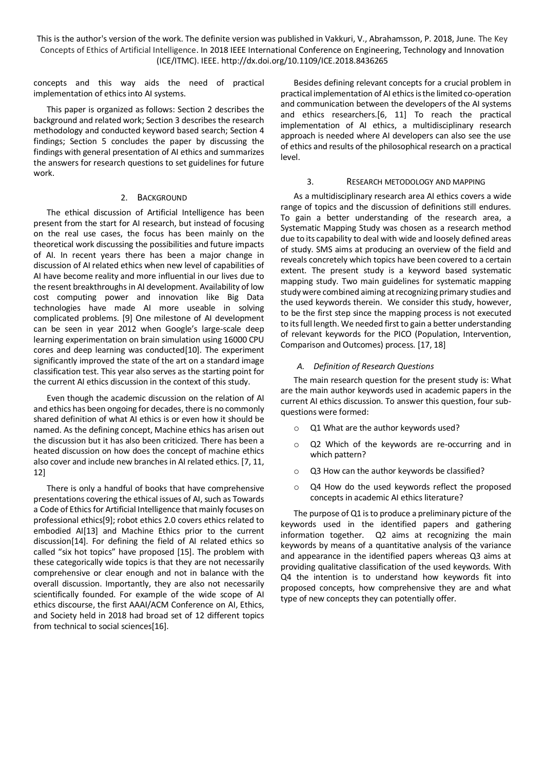concepts and this way aids the need of practical implementation of ethics into AI systems.

This paper is organized as follows: Section 2 describes the background and related work; Section 3 describes the research methodology and conducted keyword based search; Section 4 findings; Section 5 concludes the paper by discussing the findings with general presentation of AI ethics and summarizes the answers for research questions to set guidelines for future work.

## 2. Background

The ethical discussion of Artificial Intelligence has been present from the start for AI research, but instead of focusing on the real use cases, the focus has been mainly on the theoretical work discussing the possibilities and future impacts of AI. In recent years there has been a major change in discussion of AI related ethics when new level of capabilities of AI have become reality and more influential in our lives due to the resent breakthroughs in AI development. Availability of low cost computing power and innovation like Big Data technologies have made AI more useable in solving complicated problems. [9] One milestone of AI development can be seen in year 2012 when Google's large-scale deep learning experimentation on brain simulation using 16000 CPU cores and deep learning was conducted[10]. The experiment significantly improved the state of the art on a standard image classification test. This year also serves as the starting point for the current AI ethics discussion in the context of this study.

Even though the academic discussion on the relation of AI and ethics has been ongoing for decades, there is no commonly shared definition of what AI ethics is or even how it should be named. As the defining concept, Machine ethics has arisen out the discussion but it has also been criticized. There has been a heated discussion on how does the concept of machine ethics also cover and include new branches in AI related ethics. [7, 11, 12]

There is only a handful of books that have comprehensive presentations covering the ethical issues of AI, such as Towards a Code of Ethics for Artificial Intelligence that mainly focuses on professional ethics[9]; robot ethics 2.0 covers ethics related to embodied AI[13] and Machine Ethics prior to the current discussion[14]. For defining the field of AI related ethics so called "six hot topics" have proposed [15]. The problem with these categorically wide topics is that they are not necessarily comprehensive or clear enough and not in balance with the overall discussion. Importantly, they are also not necessarily scientifically founded. For example of the wide scope of AI ethics discourse, the first AAAI/ACM Conference on AI, Ethics, and Society held in 2018 had broad set of 12 different topics from technical to social sciences[16].

Besides defining relevant concepts for a crucial problem in practical implementation of AI ethics is the limited co-operation and communication between the developers of the AI systems and ethics researchers.[6, 11] To reach the practical implementation of AI ethics, a multidisciplinary research approach is needed where AI developers can also see the use of ethics and results of the philosophical research on a practical level.

## 3. Research metodology and mapping

As a multidisciplinary research area AI ethics covers a wide range of topics and the discussion of definitions still endures. To gain a better understanding of the research area, a Systematic Mapping Study was chosen as a research method due to its capability to deal with wide and loosely defined areas of study. SMS aims at producing an overview of the field and reveals concretely which topics have been covered to a certain extent. The present study is a keyword based systematic mapping study. Two main guidelines for systematic mapping study were combined aiming at recognizing primary studies and the used keywords therein. We consider this study, however, to be the first step since the mapping process is not executed to its full length. We needed first to gain a better understanding of relevant keywords for the PICO (Population, Intervention, Comparison and Outcomes) process. [17, 18]

### *A. Definition of Research Questions*

The main research question for the present study is: What are the main author keywords used in academic papers in the current AI ethics discussion. To answer this question, four sub-questions were formed:

- Q1 What are the author keywords used?
- Q2 Which of the keywords are re-occurring and in which pattern?
- Q3 How can the author keywords be classified?
- Q4 How do the used keywords reflect the proposed concepts in academic AI ethics literature?

The purpose of Q1 is to produce a preliminary picture of the keywords used in the identified papers and gathering information together. Q2 aims at recognizing the main keywords by means of a quantitative analysis of the variance and appearance in the identified papers whereas Q3 aims at providing qualitative classification of the used keywords. With Q4 the intention is to understand how keywords fit into proposed concepts, how comprehensive they are and what type of new concepts they can potentially offer.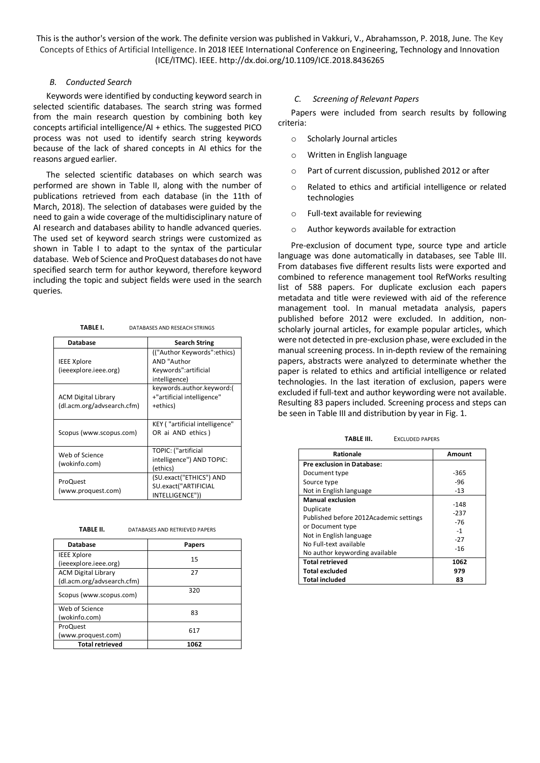This is the author's version of the work. The definite version was published in Vakkuri, V., Abrahamsson, P. 2018, June. The Key Concepts of Ethics of Artificial Intelligence. In 2018 IEEE International Conference on Engineering, Technology and Innovation (ICE/ITMC). IEEE. http://dx.doi.org/10.1109/ICE.2018.8436265

### *B. Conducted Search*

Keywords were identified by conducting keyword search in selected scientific databases. The search string was formed from the main research question by combining both key concepts artificial intelligence/AI + ethics. The suggested PICO process was not used to identify search string keywords because of the lack of shared concepts in AI ethics for the reasons argued earlier.

The selected scientific databases on which search was performed are shown in Table II, along with the number of publications retrieved from each database (in the 11th of March, 2018). The selection of databases were guided by the need to gain a wide coverage of the multidisciplinary nature of AI research and databases ability to handle advanced queries. The used set of keyword search strings were customized as shown in Table I to adapt to the syntax of the particular database. Web of Science and ProQuest databases do not have specified search term for author keyword, therefore keyword including the topic and subject fields were used in the search queries.

**TABLE I.** DATABASES AND RESEACH STRINGS

| Database | Search String |
|---|---|
| IEEE Xplore (ieeexplore.ieee.org) | (("Author Keywords":ethics) AND "Author Keywords":artificial intelligence) |
| ACM Digital Library (dl.acm.org/advsearch.cfm) | keywords.author.keyword:( +"artificial intelligence" +ethics) |
| Scopus (www.scopus.com) | KEY ( "artificial intelligence" OR ai AND ethics ) |
| Web of Science (wokinfo.com) | TOPIC: ("artificial intelligence") AND TOPIC: (ethics) |
| ProQuest (www.proquest.com) | (SU.exact("ETHICS") AND SU.exact("ARTIFICIAL INTELLIGENCE")) |

**TABLE II.** DATABASES AND RETRIEVED PAPERS

| Database | Papers |
|---|---|
| IEEE Xplore (ieeexplore.ieee.org) | 15 |
| ACM Digital Library (dl.acm.org/advsearch.cfm) | 27 |
| Scopus (www.scopus.com) | 320 |
| Web of Science (wokinfo.com) | 83 |
| ProQuest (www.proquest.com) | 617 |
| **Total retrieved** | **1062** |

### *C. Screening of Relevant Papers*

Papers were included from search results by following criteria:

- Scholarly Journal articles
- Written in English language
- Part of current discussion, published 2012 or after
- Related to ethics and artificial intelligence or related technologies
- Full-text available for reviewing
- Author keywords available for extraction

Pre-exclusion of document type, source type and article language was done automatically in databases, see Table III. From databases five different results lists were exported and combined to reference management tool RefWorks resulting list of 588 papers. For duplicate exclusion each papers metadata and title were reviewed with aid of the reference management tool. In manual metadata analysis, papers published before 2012 were excluded. In addition, non-scholarly journal articles, for example popular articles, which were not detected in pre-exclusion phase, were excluded in the manual screening process. In in-depth review of the remaining papers, abstracts were analyzed to determinate whether the paper is related to ethics and artificial intelligence or related technologies. In the last iteration of exclusion, papers were excluded if full-text and author keywording were not available. Resulting 83 papers included. Screening process and steps can be seen in Table III and distribution by year in Fig. 1.

**TABLE III.** EXCLUDED PAPERS

| Rationale | Amount |
|---|---|
| **Pre exclusion in Database:** | |
| Document type | -365 |
| Source type | -96 |
| Not in English language | -13 |
| **Manual exclusion** | |
| Duplicate | -148 |
| Published before 2012 | -237 |
| Academic settings or Document type | -76 |
| Not in English language | -1 |
| No Full-text available | -27 |
| No author keywording available | -16 |
| **Total retrieved** | **1062** |
| **Total excluded** | **979** |
| **Total included** | **83** |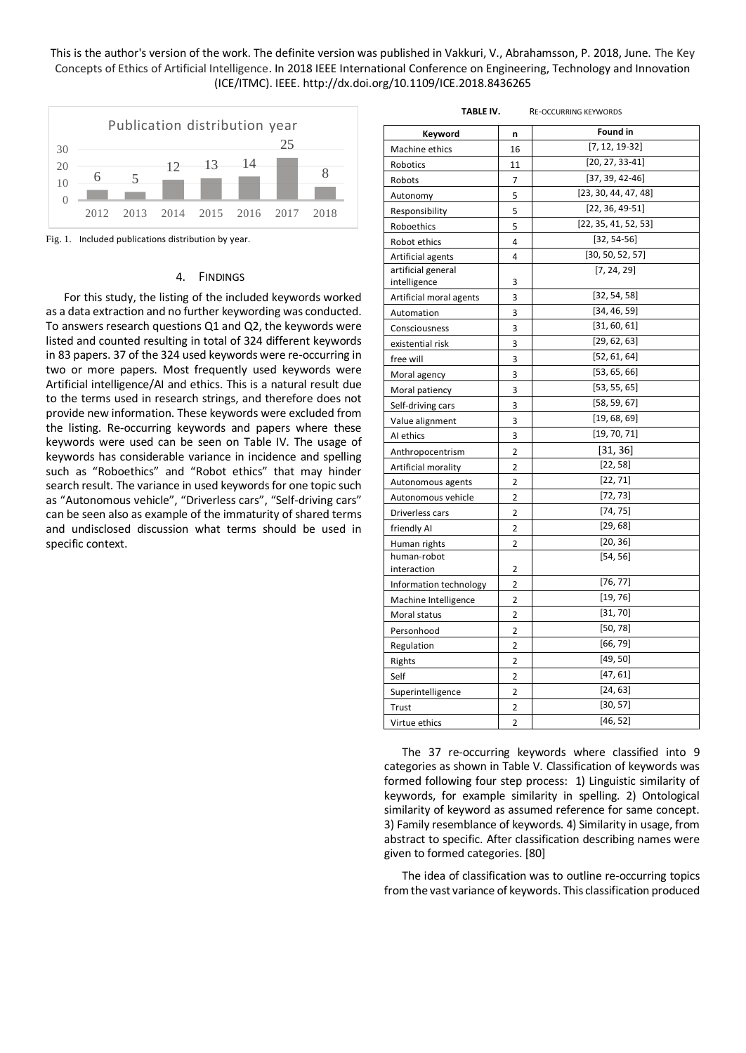This is the author's version of the work. The definite version was published in Vakkuri, V., Abrahamsson, P. 2018, June. The Key Concepts of Ethics of Artificial Intelligence. In 2018 IEEE International Conference on Engineering, Technology and Innovation (ICE/ITMC). IEEE. http://dx.doi.org/10.1109/ICE.2018.8436265

| Year | Publications |
|---|---|
| 2012 | 6 |
| 2013 | 5 |
| 2014 | 12 |
| 2015 | 13 |
| 2016 | 14 |
| 2017 | 25 |
| 2018 | 8 |

Fig. 1. Included publications distribution by year.

## 4. Findings

For this study, the listing of the included keywords worked as a data extraction and no further keywording was conducted. To answers research questions Q1 and Q2, the keywords were listed and counted resulting in total of 324 different keywords in 83 papers. 37 of the 324 used keywords were re-occurring in two or more papers. Most frequently used keywords were Artificial intelligence/AI and ethics. This is a natural result due to the terms used in research strings, and therefore does not provide new information. These keywords were excluded from the listing. Re-occurring keywords and papers where these keywords were used can be seen on Table IV. The usage of keywords has considerable variance in incidence and spelling such as "Roboethics" and "Robot ethics" that may hinder search result. The variance in used keywords for one topic such as "Autonomous vehicle", "Driverless cars", "Self-driving cars" can be seen also as example of the immaturity of shared terms and undisclosed discussion what terms should be used in specific context.

TABLE IV. Re-occurring keywords

| Keyword | n | Found in |
|---|---|---|
| Machine ethics | 16 | [7, 12, 19-32] |
| Robotics | 11 | [20, 27, 33-41] |
| Robots | 7 | [37, 39, 42-46] |
| Autonomy | 5 | [23, 30, 44, 47, 48] |
| Responsibility | 5 | [22, 36, 49-51] |
| Roboethics | 5 | [22, 35, 41, 52, 53] |
| Robot ethics | 4 | [32, 54-56] |
| Artificial agents | 4 | [30, 50, 52, 57] |
| artificial general intelligence | 3 | [7, 24, 29] |
| Artificial moral agents | 3 | [32, 54, 58] |
| Automation | 3 | [34, 46, 59] |
| Consciousness | 3 | [31, 60, 61] |
| existential risk | 3 | [29, 62, 63] |
| free will | 3 | [52, 61, 64] |
| Moral agency | 3 | [53, 65, 66] |
| Moral patiency | 3 | [53, 55, 65] |
| Self-driving cars | 3 | [58, 59, 67] |
| Value alignment | 3 | [19, 68, 69] |
| AI ethics | 3 | [19, 70, 71] |
| Anthropocentrism | 2 | [31, 36] |
| Artificial morality | 2 | [22, 58] |
| Autonomous agents | 2 | [22, 71] |
| Autonomous vehicle | 2 | [72, 73] |
| Driverless cars | 2 | [74, 75] |
| friendly AI | 2 | [29, 68] |
| Human rights | 2 | [20, 36] |
| human-robot interaction | 2 | [54, 56] |
| Information technology | 2 | [76, 77] |
| Machine Intelligence | 2 | [19, 76] |
| Moral status | 2 | [31, 70] |
| Personhood | 2 | [50, 78] |
| Regulation | 2 | [66, 79] |
| Rights | 2 | [49, 50] |
| Self | 2 | [47, 61] |
| Superintelligence | 2 | [24, 63] |
| Trust | 2 | [30, 57] |
| Virtue ethics | 2 | [46, 52] |

The 37 re-occurring keywords where classified into 9 categories as shown in Table V. Classification of keywords was formed following four step process: 1) Linguistic similarity of keywords, for example similarity in spelling. 2) Ontological similarity of keyword as assumed reference for same concept. 3) Family resemblance of keywords. 4) Similarity in usage, from abstract to specific. After classification describing names were given to formed categories. [80]

The idea of classification was to outline re-occurring topics from the vast variance of keywords. This classification produced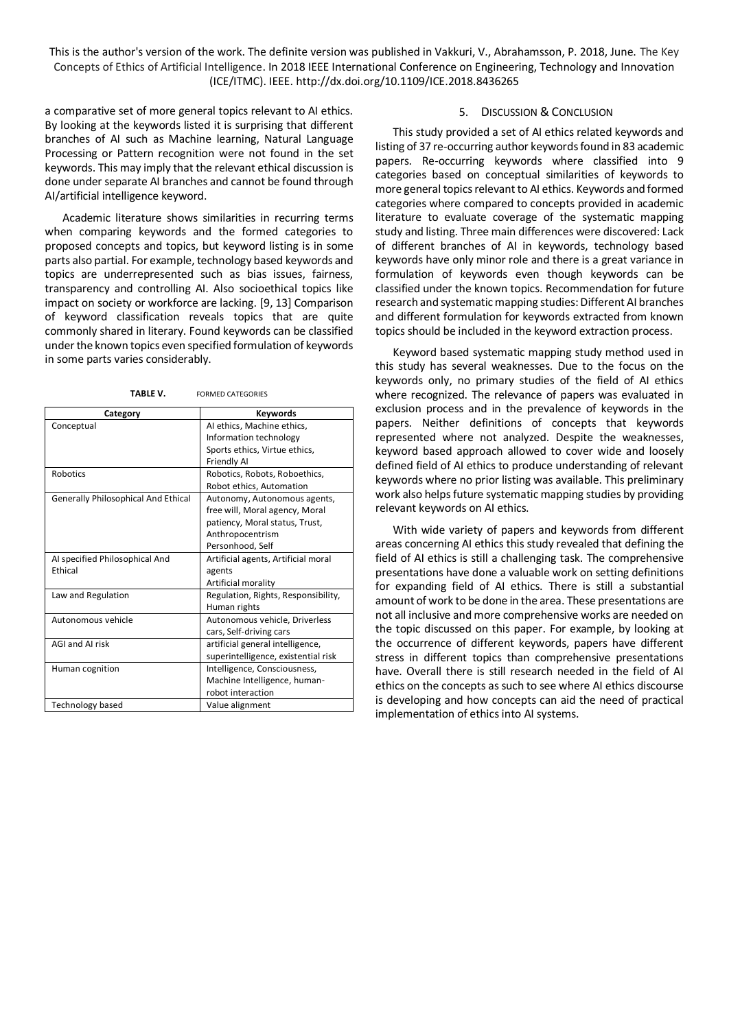a comparative set of more general topics relevant to AI ethics. By looking at the keywords listed it is surprising that different branches of AI such as Machine learning, Natural Language Processing or Pattern recognition were not found in the set keywords. This may imply that the relevant ethical discussion is done under separate AI branches and cannot be found through AI/artificial intelligence keyword.

Academic literature shows similarities in recurring terms when comparing keywords and the formed categories to proposed concepts and topics, but keyword listing is in some parts also partial. For example, technology based keywords and topics are underrepresented such as bias issues, fairness, transparency and controlling AI. Also socioethical topics like impact on society or workforce are lacking. [9, 13] Comparison of keyword classification reveals topics that are quite commonly shared in literary. Found keywords can be classified under the known topics even specified formulation of keywords in some parts varies considerably.

**TABLE V.** FORMED CATEGORIES

| Category | Keywords |
| --- | --- |
| Conceptual | AI ethics, Machine ethics, Information technology Sports ethics, Virtue ethics, Friendly AI |
| Robotics | Robotics, Robots, Roboethics, Robot ethics, Automation |
| Generally Philosophical And Ethical | Autonomy, Autonomous agents, free will, Moral agency, Moral patiency, Moral status, Trust, Anthropocentrism Personhood, Self |
| AI specified Philosophical And Ethical | Artificial agents, Artificial moral agents Artificial morality |
| Law and Regulation | Regulation, Rights, Responsibility, Human rights |
| Autonomous vehicle | Autonomous vehicle, Driverless cars, Self-driving cars |
| AGI and AI risk | artificial general intelligence, superintelligence, existential risk |
| Human cognition | Intelligence, Consciousness, Machine Intelligence, human-robot interaction |
| Technology based | Value alignment |

## 5. Discussion & Conclusion

This study provided a set of AI ethics related keywords and listing of 37 re-occurring author keywords found in 83 academic papers. Re-occurring keywords where classified into 9 categories based on conceptual similarities of keywords to more general topics relevant to AI ethics. Keywords and formed categories where compared to concepts provided in academic literature to evaluate coverage of the systematic mapping study and listing. Three main differences were discovered: Lack of different branches of AI in keywords, technology based keywords have only minor role and there is a great variance in formulation of keywords even though keywords can be classified under the known topics. Recommendation for future research and systematic mapping studies: Different AI branches and different formulation for keywords extracted from known topics should be included in the keyword extraction process.

Keyword based systematic mapping study method used in this study has several weaknesses. Due to the focus on the keywords only, no primary studies of the field of AI ethics where recognized. The relevance of papers was evaluated in exclusion process and in the prevalence of keywords in the papers. Neither definitions of concepts that keywords represented where not analyzed. Despite the weaknesses, keyword based approach allowed to cover wide and loosely defined field of AI ethics to produce understanding of relevant keywords where no prior listing was available. This preliminary work also helps future systematic mapping studies by providing relevant keywords on AI ethics.

With wide variety of papers and keywords from different areas concerning AI ethics this study revealed that defining the field of AI ethics is still a challenging task. The comprehensive presentations have done a valuable work on setting definitions for expanding field of AI ethics. There is still a substantial amount of work to be done in the area. These presentations are not all inclusive and more comprehensive works are needed on the topic discussed on this paper. For example, by looking at the occurrence of different keywords, papers have different stress in different topics than comprehensive presentations have. Overall there is still research needed in the field of AI ethics on the concepts as such to see where AI ethics discourse is developing and how concepts can aid the need of practical implementation of ethics into AI systems.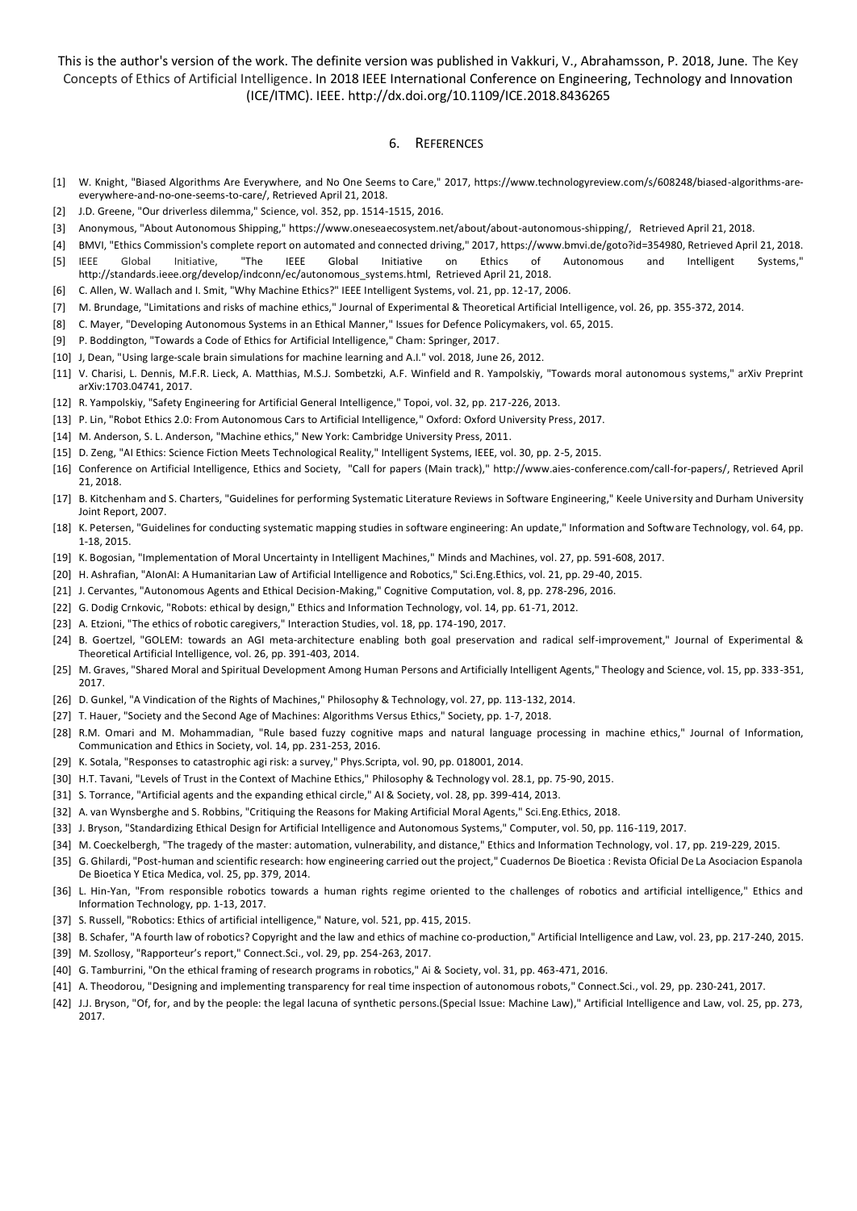This is the author's version of the work. The definite version was published in Vakkuri, V., Abrahamsson, P. 2018, June. The Key Concepts of Ethics of Artificial Intelligence. In 2018 IEEE International Conference on Engineering, Technology and Innovation (ICE/ITMC). IEEE. http://dx.doi.org/10.1109/ICE.2018.8436265

## 6. References

[1] W. Knight, "Biased Algorithms Are Everywhere, and No One Seems to Care," 2017, https://www.technologyreview.com/s/608248/biased-algorithms-are-everywhere-and-no-one-seems-to-care/, Retrieved April 21, 2018.

[2] J.D. Greene, "Our driverless dilemma," Science, vol. 352, pp. 1514-1515, 2016.

[3] Anonymous, "About Autonomous Shipping," https://www.oneseaecosystem.net/about/about-autonomous-shipping/, Retrieved April 21, 2018.

[4] BMVI, "Ethics Commission's complete report on automated and connected driving," 2017, https://www.bmvi.de/goto?id=354980, Retrieved April 21, 2018.

[5] IEEE Global Initiative, "The IEEE Global Initiative on Ethics of Autonomous and Intelligent Systems," http://standards.ieee.org/develop/indconn/ec/autonomous_systems.html, Retrieved April 21, 2018.

[6] C. Allen, W. Wallach and I. Smit, "Why Machine Ethics?" IEEE Intelligent Systems, vol. 21, pp. 12-17, 2006.

[7] M. Brundage, "Limitations and risks of machine ethics," Journal of Experimental & Theoretical Artificial Intelligence, vol. 26, pp. 355-372, 2014.

[8] C. Mayer, "Developing Autonomous Systems in an Ethical Manner," Issues for Defence Policymakers, vol. 65, 2015.

[9] P. Boddington, "Towards a Code of Ethics for Artificial Intelligence," Cham: Springer, 2017.

[10] J, Dean, "Using large-scale brain simulations for machine learning and A.I." vol. 2018, June 26, 2012.

[11] V. Charisi, L. Dennis, M.F.R. Lieck, A. Matthias, M.S.J. Sombetzki, A.F. Winfield and R. Yampolskiy, "Towards moral autonomous systems," arXiv Preprint arXiv:1703.04741, 2017.

[12] R. Yampolskiy, "Safety Engineering for Artificial General Intelligence," Topoi, vol. 32, pp. 217-226, 2013.

[13] P. Lin, "Robot Ethics 2.0: From Autonomous Cars to Artificial Intelligence," Oxford: Oxford University Press, 2017.

[14] M. Anderson, S. L. Anderson, "Machine ethics," New York: Cambridge University Press, 2011.

[15] D. Zeng, "AI Ethics: Science Fiction Meets Technological Reality," Intelligent Systems, IEEE, vol. 30, pp. 2-5, 2015.

[16] Conference on Artificial Intelligence, Ethics and Society, "Call for papers (Main track)," http://www.aies-conference.com/call-for-papers/, Retrieved April 21, 2018.

[17] B. Kitchenham and S. Charters, "Guidelines for performing Systematic Literature Reviews in Software Engineering," Keele University and Durham University Joint Report, 2007.

[18] K. Petersen, "Guidelines for conducting systematic mapping studies in software engineering: An update," Information and Software Technology, vol. 64, pp. 1-18, 2015.

[19] K. Bogosian, "Implementation of Moral Uncertainty in Intelligent Machines," Minds and Machines, vol. 27, pp. 591-608, 2017.

[20] H. Ashrafian, "AIonAI: A Humanitarian Law of Artificial Intelligence and Robotics," Sci.Eng.Ethics, vol. 21, pp. 29-40, 2015.

[21] J. Cervantes, "Autonomous Agents and Ethical Decision-Making," Cognitive Computation, vol. 8, pp. 278-296, 2016.

[22] G. Dodig Crnkovic, "Robots: ethical by design," Ethics and Information Technology, vol. 14, pp. 61-71, 2012.

[23] A. Etzioni, "The ethics of robotic caregivers," Interaction Studies, vol. 18, pp. 174-190, 2017.

[24] B. Goertzel, "GOLEM: towards an AGI meta-architecture enabling both goal preservation and radical self-improvement," Journal of Experimental & Theoretical Artificial Intelligence, vol. 26, pp. 391-403, 2014.

[25] M. Graves, "Shared Moral and Spiritual Development Among Human Persons and Artificially Intelligent Agents," Theology and Science, vol. 15, pp. 333-351, 2017.

[26] D. Gunkel, "A Vindication of the Rights of Machines," Philosophy & Technology, vol. 27, pp. 113-132, 2014.

[27] T. Hauer, "Society and the Second Age of Machines: Algorithms Versus Ethics," Society, pp. 1-7, 2018.

[28] R.M. Omari and M. Mohammadian, "Rule based fuzzy cognitive maps and natural language processing in machine ethics," Journal of Information, Communication and Ethics in Society, vol. 14, pp. 231-253, 2016.

[29] K. Sotala, "Responses to catastrophic agi risk: a survey," Phys.Scripta, vol. 90, pp. 018001, 2014.

[30] H.T. Tavani, "Levels of Trust in the Context of Machine Ethics," Philosophy & Technology vol. 28.1, pp. 75-90, 2015.

[31] S. Torrance, "Artificial agents and the expanding ethical circle," AI & Society, vol. 28, pp. 399-414, 2013.

[32] A. van Wynsberghe and S. Robbins, "Critiquing the Reasons for Making Artificial Moral Agents," Sci.Eng.Ethics, 2018.

[33] J. Bryson, "Standardizing Ethical Design for Artificial Intelligence and Autonomous Systems," Computer, vol. 50, pp. 116-119, 2017.

[34] M. Coeckelbergh, "The tragedy of the master: automation, vulnerability, and distance," Ethics and Information Technology, vol. 17, pp. 219-229, 2015.

[35] G. Ghilardi, "Post-human and scientific research: how engineering carried out the project," Cuadernos De Bioetica : Revista Oficial De La Asociacion Espanola De Bioetica Y Etica Medica, vol. 25, pp. 379, 2014.

[36] L. Hin-Yan, "From responsible robotics towards a human rights regime oriented to the challenges of robotics and artificial intelligence," Ethics and Information Technology, pp. 1-13, 2017.

[37] S. Russell, "Robotics: Ethics of artificial intelligence," Nature, vol. 521, pp. 415, 2015.

[38] B. Schafer, "A fourth law of robotics? Copyright and the law and ethics of machine co-production," Artificial Intelligence and Law, vol. 23, pp. 217-240, 2015.

[39] M. Szollosy, "Rapporteur's report," Connect.Sci., vol. 29, pp. 254-263, 2017.

[40] G. Tamburrini, "On the ethical framing of research programs in robotics," Ai & Society, vol. 31, pp. 463-471, 2016.

[41] A. Theodorou, "Designing and implementing transparency for real time inspection of autonomous robots," Connect.Sci., vol. 29, pp. 230-241, 2017.

[42] J.J. Bryson, "Of, for, and by the people: the legal lacuna of synthetic persons.(Special Issue: Machine Law)," Artificial Intelligence and Law, vol. 25, pp. 273, 2017.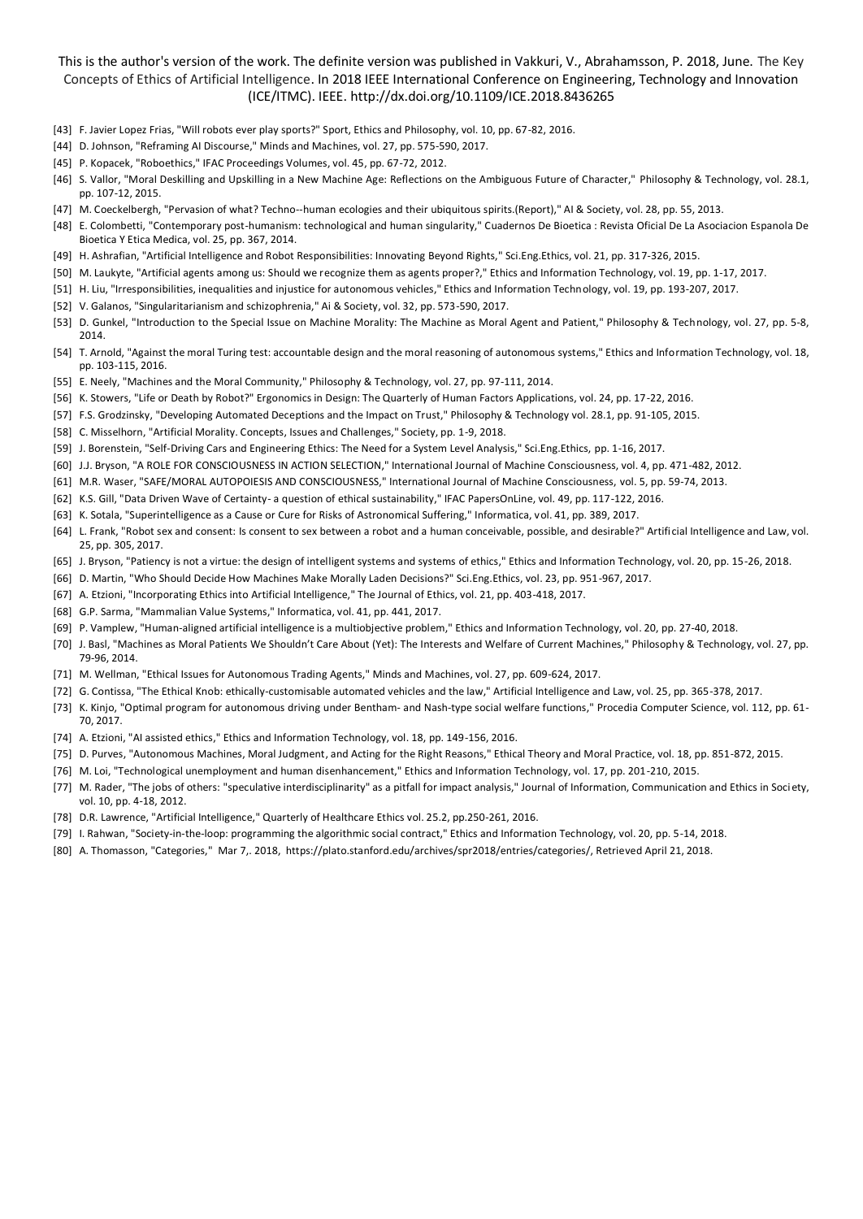[43] F. Javier Lopez Frias, "Will robots ever play sports?" Sport, Ethics and Philosophy, vol. 10, pp. 67-82, 2016.

[44] D. Johnson, "Reframing AI Discourse," Minds and Machines, vol. 27, pp. 575-590, 2017.

[45] P. Kopacek, "Roboethics," IFAC Proceedings Volumes, vol. 45, pp. 67-72, 2012.

[46] S. Vallor, "Moral Deskilling and Upskilling in a New Machine Age: Reflections on the Ambiguous Future of Character," Philosophy & Technology, vol. 28.1, pp. 107-12, 2015.

[47] M. Coeckelbergh, "Pervasion of what? Techno--human ecologies and their ubiquitous spirits.(Report)," AI & Society, vol. 28, pp. 55, 2013.

[48] E. Colombetti, "Contemporary post-humanism: technological and human singularity," Cuadernos De Bioetica : Revista Oficial De La Asociacion Espanola De Bioetica Y Etica Medica, vol. 25, pp. 367, 2014.

[49] H. Ashrafian, "Artificial Intelligence and Robot Responsibilities: Innovating Beyond Rights," Sci.Eng.Ethics, vol. 21, pp. 317-326, 2015.

[50] M. Laukyte, "Artificial agents among us: Should we recognize them as agents proper?," Ethics and Information Technology, vol. 19, pp. 1-17, 2017.

[51] H. Liu, "Irresponsibilities, inequalities and injustice for autonomous vehicles," Ethics and Information Technology, vol. 19, pp. 193-207, 2017.

[52] V. Galanos, "Singularitarianism and schizophrenia," Ai & Society, vol. 32, pp. 573-590, 2017.

[53] D. Gunkel, "Introduction to the Special Issue on Machine Morality: The Machine as Moral Agent and Patient," Philosophy & Technology, vol. 27, pp. 5-8, 2014.

[54] T. Arnold, "Against the moral Turing test: accountable design and the moral reasoning of autonomous systems," Ethics and Information Technology, vol. 18, pp. 103-115, 2016.

[55] E. Neely, "Machines and the Moral Community," Philosophy & Technology, vol. 27, pp. 97-111, 2014.

[56] K. Stowers, "Life or Death by Robot?" Ergonomics in Design: The Quarterly of Human Factors Applications, vol. 24, pp. 17-22, 2016.

[57] F.S. Grodzinsky, "Developing Automated Deceptions and the Impact on Trust," Philosophy & Technology vol. 28.1, pp. 91-105, 2015.

[58] C. Misselhorn, "Artificial Morality. Concepts, Issues and Challenges," Society, pp. 1-9, 2018.

[59] J. Borenstein, "Self-Driving Cars and Engineering Ethics: The Need for a System Level Analysis," Sci.Eng.Ethics, pp. 1-16, 2017.

[60] J.J. Bryson, "A ROLE FOR CONSCIOUSNESS IN ACTION SELECTION," International Journal of Machine Consciousness, vol. 4, pp. 471-482, 2012.

[61] M.R. Waser, "SAFE/MORAL AUTOPOIESIS AND CONSCIOUSNESS," International Journal of Machine Consciousness, vol. 5, pp. 59-74, 2013.

[62] K.S. Gill, "Data Driven Wave of Certainty- a question of ethical sustainability," IFAC PapersOnLine, vol. 49, pp. 117-122, 2016.

[63] K. Sotala, "Superintelligence as a Cause or Cure for Risks of Astronomical Suffering," Informatica, vol. 41, pp. 389, 2017.

[64] L. Frank, "Robot sex and consent: Is consent to sex between a robot and a human conceivable, possible, and desirable?" Artificial Intelligence and Law, vol. 25, pp. 305, 2017.

[65] J. Bryson, "Patiency is not a virtue: the design of intelligent systems and systems of ethics," Ethics and Information Technology, vol. 20, pp. 15-26, 2018.

[66] D. Martin, "Who Should Decide How Machines Make Morally Laden Decisions?" Sci.Eng.Ethics, vol. 23, pp. 951-967, 2017.

[67] A. Etzioni, "Incorporating Ethics into Artificial Intelligence," The Journal of Ethics, vol. 21, pp. 403-418, 2017.

[68] G.P. Sarma, "Mammalian Value Systems," Informatica, vol. 41, pp. 441, 2017.

[69] P. Vamplew, "Human-aligned artificial intelligence is a multiobjective problem," Ethics and Information Technology, vol. 20, pp. 27-40, 2018.

[70] J. Basl, "Machines as Moral Patients We Shouldn't Care About (Yet): The Interests and Welfare of Current Machines," Philosophy & Technology, vol. 27, pp. 79-96, 2014.

[71] M. Wellman, "Ethical Issues for Autonomous Trading Agents," Minds and Machines, vol. 27, pp. 609-624, 2017.

[72] G. Contissa, "The Ethical Knob: ethically-customisable automated vehicles and the law," Artificial Intelligence and Law, vol. 25, pp. 365-378, 2017.

[73] K. Kinjo, "Optimal program for autonomous driving under Bentham- and Nash-type social welfare functions," Procedia Computer Science, vol. 112, pp. 61-70, 2017.

[74] A. Etzioni, "AI assisted ethics," Ethics and Information Technology, vol. 18, pp. 149-156, 2016.

[75] D. Purves, "Autonomous Machines, Moral Judgment, and Acting for the Right Reasons," Ethical Theory and Moral Practice, vol. 18, pp. 851-872, 2015.

[76] M. Loi, "Technological unemployment and human disenhancement," Ethics and Information Technology, vol. 17, pp. 201-210, 2015.

[77] M. Rader, "The jobs of others: "speculative interdisciplinarity" as a pitfall for impact analysis," Journal of Information, Communication and Ethics in Society, vol. 10, pp. 4-18, 2012.

[78] D.R. Lawrence, "Artificial Intelligence," Quarterly of Healthcare Ethics vol. 25.2, pp.250-261, 2016.

[79] I. Rahwan, "Society-in-the-loop: programming the algorithmic social contract," Ethics and Information Technology, vol. 20, pp. 5-14, 2018.

[80] A. Thomasson, "Categories," Mar 7,. 2018, https://plato.stanford.edu/archives/spr2018/entries/categories/, Retrieved April 21, 2018.